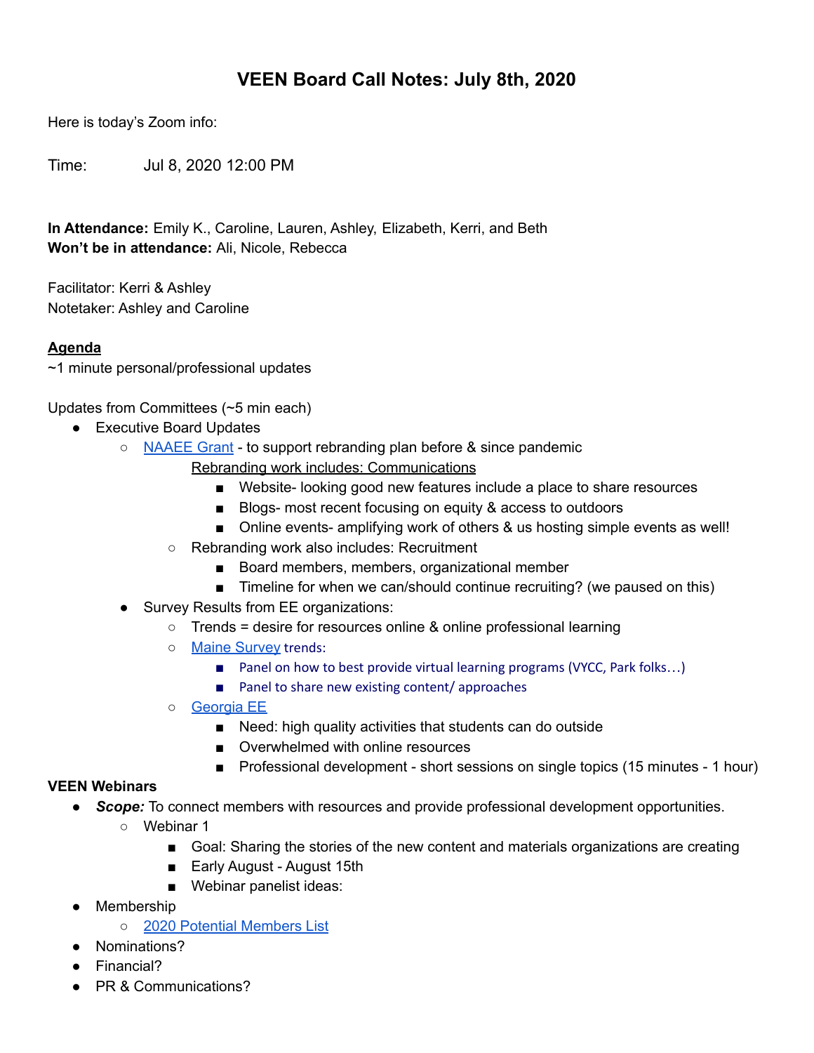# VEEN Board Call Notes: July 8th, 2020

Here is today's Zoom info:

Time: Jul 8, 2020 12:00 PM

**In Attendance:** Emily K., Caroline, Lauren, Ashley, Elizabeth, Kerri, and Beth
**Won't be in attendance:** Ali, Nicole, Rebecca

Facilitator: Kerri & Ashley
Notetaker: Ashley and Caroline

**Agenda**
~1 minute personal/professional updates

Updates from Committees (~5 min each)

- Executive Board Updates
  - NAAEE Grant - to support rebranding plan before & since pandemic
    - Rebranding work includes: Communications
      - Website- looking good new features include a place to share resources
      - Blogs- most recent focusing on equity & access to outdoors
      - Online events- amplifying work of others & us hosting simple events as well!
  - Rebranding work also includes: Recruitment
    - Board members, members, organizational member
    - Timeline for when we can/should continue recruiting? (we paused on this)
  - Survey Results from EE organizations:
    - Trends = desire for resources online & online professional learning
    - Maine Survey trends:
      - Panel on how to best provide virtual learning programs (VYCC, Park folks…)
      - Panel to share new existing content/ approaches
    - Georgia EE
      - Need: high quality activities that students can do outside
      - Overwhelmed with online resources
      - Professional development - short sessions on single topics (15 minutes - 1 hour)

**VEEN Webinars**

- ***Scope:*** To connect members with resources and provide professional development opportunities.
  - Webinar 1
    - Goal: Sharing the stories of the new content and materials organizations are creating
    - Early August - August 15th
    - Webinar panelist ideas:
- Membership
  - 2020 Potential Members List
- Nominations?
- Financial?
- PR & Communications?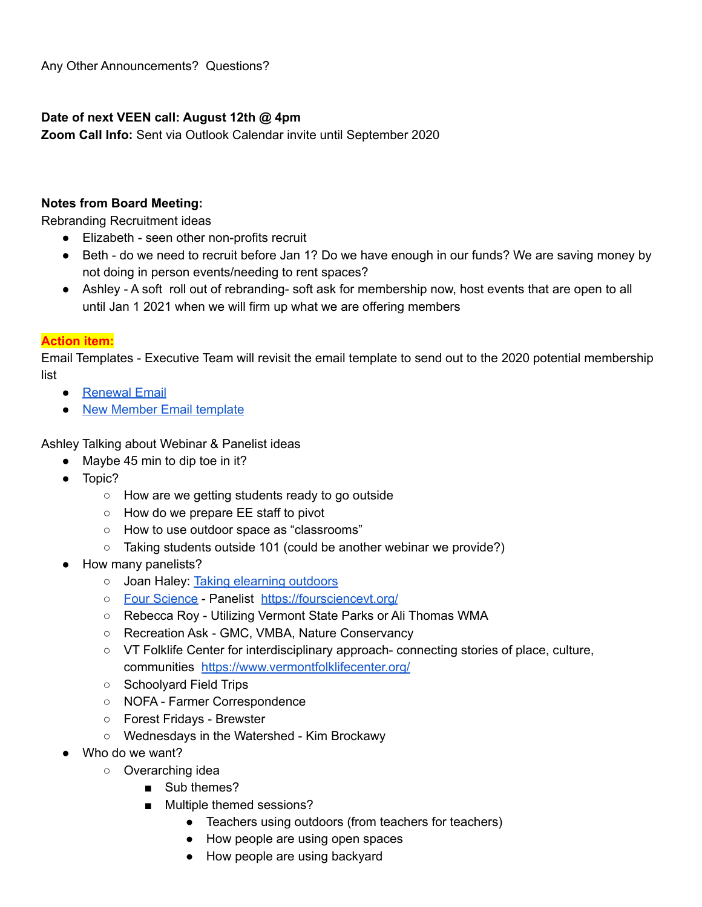Any Other Announcements?  Questions?

**Date of next VEEN call: August 12th @ 4pm**
**Zoom Call Info:** Sent via Outlook Calendar invite until September 2020

**Notes from Board Meeting:**
Rebranding Recruitment ideas

- Elizabeth - seen other non-profits recruit
- Beth - do we need to recruit before Jan 1? Do we have enough in our funds? We are saving money by not doing in person events/needing to rent spaces?
- Ashley - A soft  roll out of rebranding- soft ask for membership now, host events that are open to all until Jan 1 2021 when we will firm up what we are offering members

**Action item:**
Email Templates - Executive Team will revisit the email template to send out to the 2020 potential membership list

- Renewal Email
- New Member Email template

Ashley Talking about Webinar & Panelist ideas

- Maybe 45 min to dip toe in it?
- Topic?
  - How are we getting students ready to go outside
  - How do we prepare EE staff to pivot
  - How to use outdoor space as "classrooms"
  - Taking students outside 101 (could be another webinar we provide?)
- How many panelists?
  - Joan Haley: Taking elearning outdoors
  - Four Science - Panelist  https://foursciencevt.org/
  - Rebecca Roy - Utilizing Vermont State Parks or Ali Thomas WMA
  - Recreation Ask - GMC, VMBA, Nature Conservancy
  - VT Folklife Center for interdisciplinary approach- connecting stories of place, culture, communities  https://www.vermontfolklifecenter.org/
  - Schoolyard Field Trips
  - NOFA - Farmer Correspondence
  - Forest Fridays - Brewster
  - Wednesdays in the Watershed - Kim Brockawy
- Who do we want?
  - Overarching idea
    - Sub themes?
    - Multiple themed sessions?
      - Teachers using outdoors (from teachers for teachers)
      - How people are using open spaces
      - How people are using backyard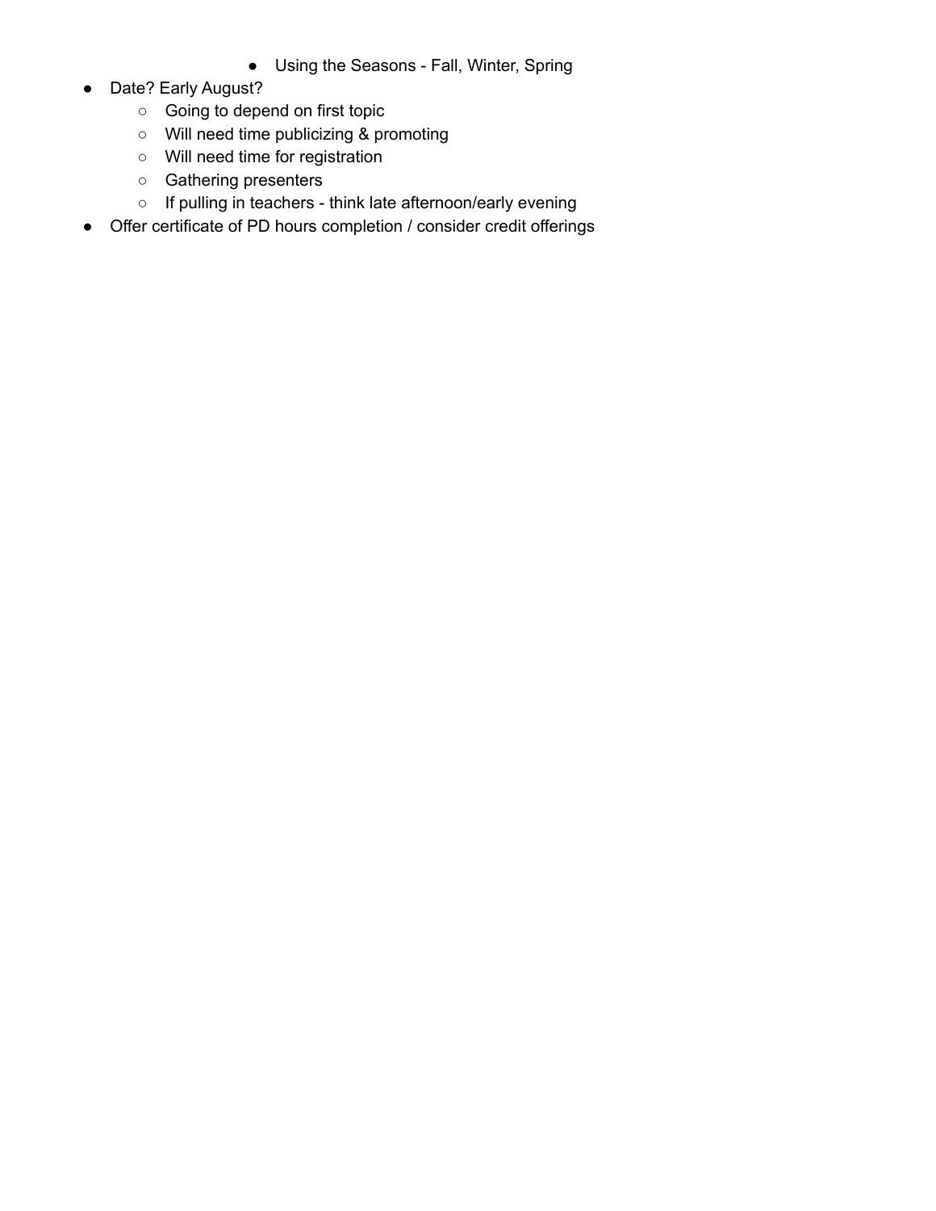- Using the Seasons - Fall, Winter, Spring
- Date? Early August?
    - Going to depend on first topic
    - Will need time publicizing & promoting
    - Will need time for registration
    - Gathering presenters
    - If pulling in teachers - think late afternoon/early evening
- Offer certificate of PD hours completion / consider credit offerings